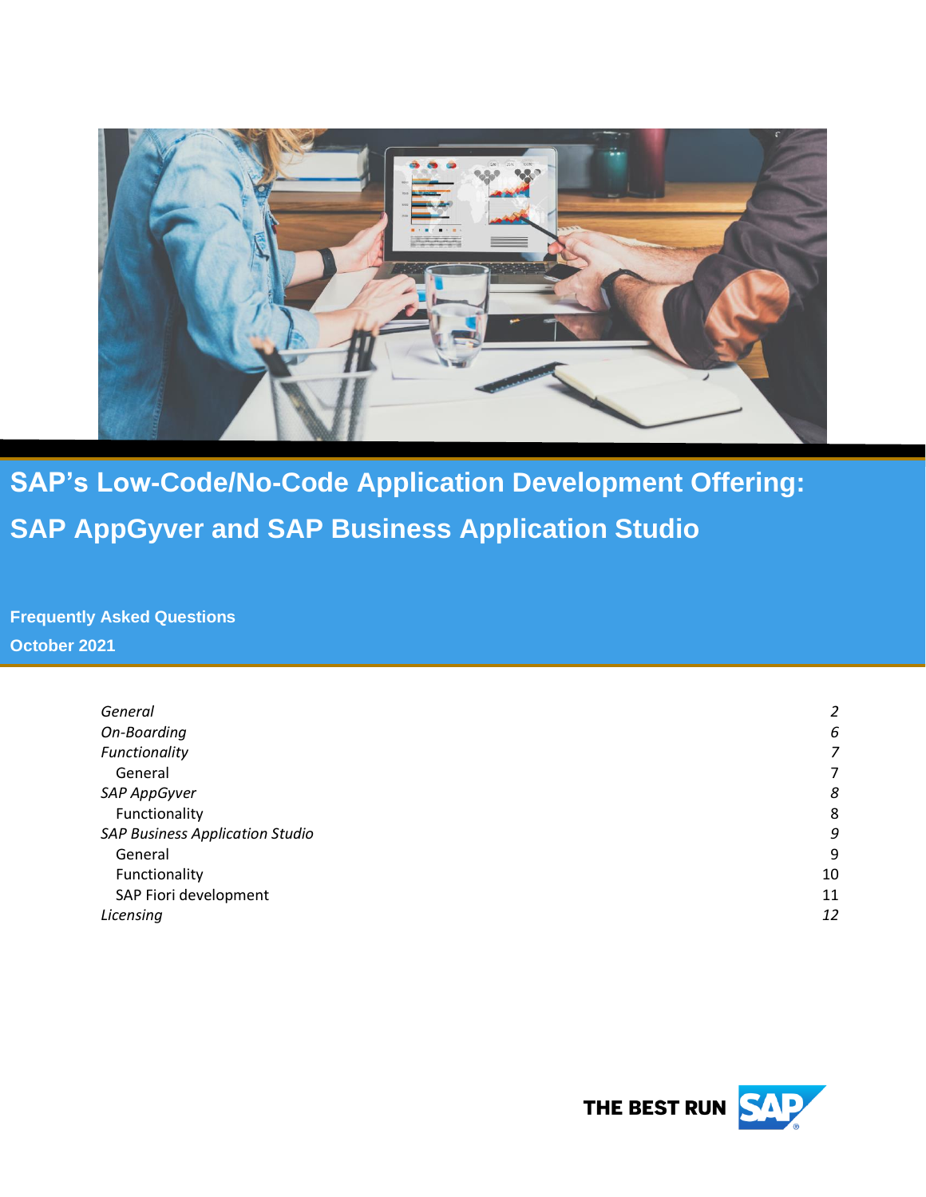# SAP's Low-Code/No-Code Application Development Offering: SAP AppGyver and SAP Business Application Studio

**Frequently Asked Questions**

**October 2021**

| | |
|---|---|
| *General* | *2* |
| *On-Boarding* | *6* |
| *Functionality* | *7* |
| General | 7 |
| *SAP AppGyver* | *8* |
| Functionality | 8 |
| *SAP Business Application Studio* | *9* |
| General | 9 |
| Functionality | 10 |
| SAP Fiori development | 11 |
| *Licensing* | *12* |

THE BEST RUN SAP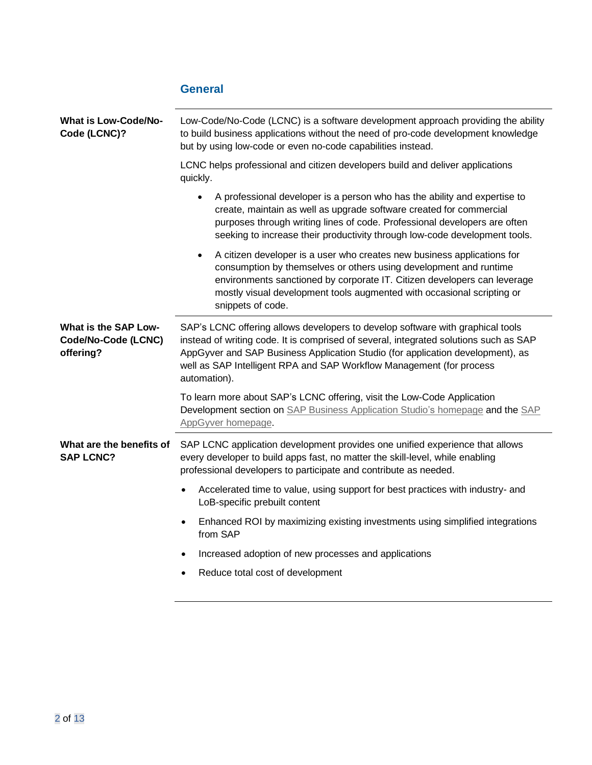## General

### What is Low-Code/No-Code (LCNC)?

Low-Code/No-Code (LCNC) is a software development approach providing the ability to build business applications without the need of pro-code development knowledge but by using low-code or even no-code capabilities instead.

LCNC helps professional and citizen developers build and deliver applications quickly.

- A professional developer is a person who has the ability and expertise to create, maintain as well as upgrade software created for commercial purposes through writing lines of code. Professional developers are often seeking to increase their productivity through low-code development tools.
- A citizen developer is a user who creates new business applications for consumption by themselves or others using development and runtime environments sanctioned by corporate IT. Citizen developers can leverage mostly visual development tools augmented with occasional scripting or snippets of code.

### What is the SAP Low-Code/No-Code (LCNC) offering?

SAP's LCNC offering allows developers to develop software with graphical tools instead of writing code. It is comprised of several, integrated solutions such as SAP AppGyver and SAP Business Application Studio (for application development), as well as SAP Intelligent RPA and SAP Workflow Management (for process automation).

To learn more about SAP's LCNC offering, visit the Low-Code Application Development section on SAP Business Application Studio's homepage and the SAP AppGyver homepage.

### What are the benefits of SAP LCNC?

SAP LCNC application development provides one unified experience that allows every developer to build apps fast, no matter the skill-level, while enabling professional developers to participate and contribute as needed.

- Accelerated time to value, using support for best practices with industry- and LoB-specific prebuilt content
- Enhanced ROI by maximizing existing investments using simplified integrations from SAP
- Increased adoption of new processes and applications
- Reduce total cost of development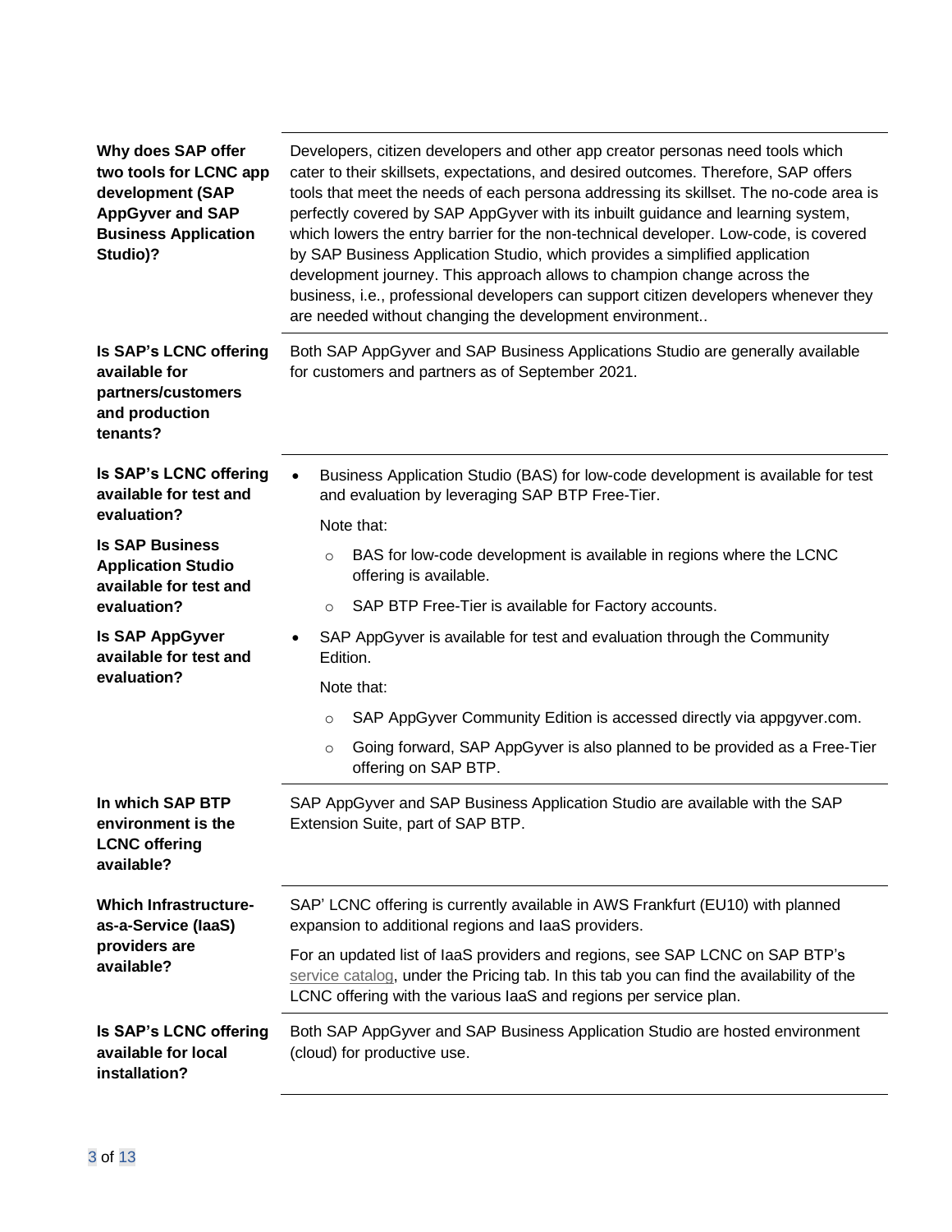| | |
|---|---|
| **Why does SAP offer two tools for LCNC app development (SAP AppGyver and SAP Business Application Studio)?** | Developers, citizen developers and other app creator personas need tools which cater to their skillsets, expectations, and desired outcomes. Therefore, SAP offers tools that meet the needs of each persona addressing its skillset. The no-code area is perfectly covered by SAP AppGyver with its inbuilt guidance and learning system, which lowers the entry barrier for the non-technical developer. Low-code, is covered by SAP Business Application Studio, which provides a simplified application development journey. This approach allows to champion change across the business, i.e., professional developers can support citizen developers whenever they are needed without changing the development environment.. |
| **Is SAP's LCNC offering available for partners/customers and production tenants?** | Both SAP AppGyver and SAP Business Applications Studio are generally available for customers and partners as of September 2021. |
| **Is SAP's LCNC offering available for test and evaluation?**<br><br>**Is SAP Business Application Studio available for test and evaluation?**<br><br>**Is SAP AppGyver available for test and evaluation?** | • Business Application Studio (BAS) for low-code development is available for test and evaluation by leveraging SAP BTP Free-Tier.<br>Note that:<br>  ○ BAS for low-code development is available in regions where the LCNC offering is available.<br>  ○ SAP BTP Free-Tier is available for Factory accounts.<br>• SAP AppGyver is available for test and evaluation through the Community Edition.<br>Note that:<br>  ○ SAP AppGyver Community Edition is accessed directly via appgyver.com.<br>  ○ Going forward, SAP AppGyver is also planned to be provided as a Free-Tier offering on SAP BTP. |
| **In which SAP BTP environment is the LCNC offering available?** | SAP AppGyver and SAP Business Application Studio are available with the SAP Extension Suite, part of SAP BTP. |
| **Which Infrastructure-as-a-Service (IaaS) providers are available?** | SAP' LCNC offering is currently available in AWS Frankfurt (EU10) with planned expansion to additional regions and IaaS providers.<br><br>For an updated list of IaaS providers and regions, see SAP LCNC on SAP BTP's service catalog, under the Pricing tab. In this tab you can find the availability of the LCNC offering with the various IaaS and regions per service plan. |
| **Is SAP's LCNC offering available for local installation?** | Both SAP AppGyver and SAP Business Application Studio are hosted environment (cloud) for productive use. |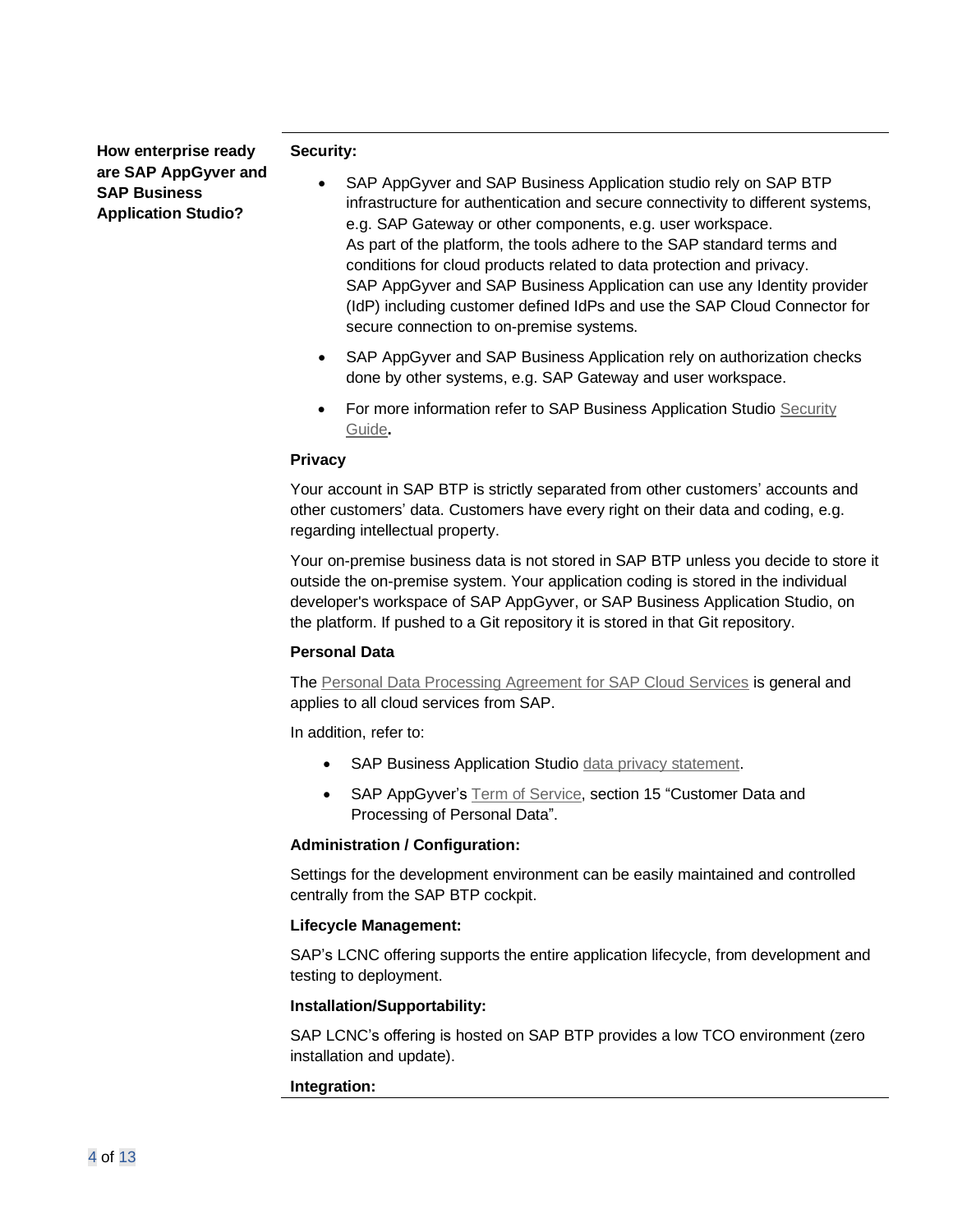| How enterprise ready are SAP AppGyver and SAP Business Application Studio? | **Security:**<br><br>• SAP AppGyver and SAP Business Application studio rely on SAP BTP infrastructure for authentication and secure connectivity to different systems, e.g. SAP Gateway or other components, e.g. user workspace. As part of the platform, the tools adhere to the SAP standard terms and conditions for cloud products related to data protection and privacy. SAP AppGyver and SAP Business Application can use any Identity provider (IdP) including customer defined IdPs and use the SAP Cloud Connector for secure connection to on-premise systems.<br>• SAP AppGyver and SAP Business Application rely on authorization checks done by other systems, e.g. SAP Gateway and user workspace.<br>• For more information refer to SAP Business Application Studio Security Guide**.**<br><br>**Privacy**<br><br>Your account in SAP BTP is strictly separated from other customers' accounts and other customers' data. Customers have every right on their data and coding, e.g. regarding intellectual property.<br><br>Your on-premise business data is not stored in SAP BTP unless you decide to store it outside the on-premise system. Your application coding is stored in the individual developer's workspace of SAP AppGyver, or SAP Business Application Studio, on the platform. If pushed to a Git repository it is stored in that Git repository.<br><br>**Personal Data**<br><br>The Personal Data Processing Agreement for SAP Cloud Services is general and applies to all cloud services from SAP.<br><br>In addition, refer to:<br><br>• SAP Business Application Studio data privacy statement.<br>• SAP AppGyver's Term of Service, section 15 "Customer Data and Processing of Personal Data".<br><br>**Administration / Configuration:**<br><br>Settings for the development environment can be easily maintained and controlled centrally from the SAP BTP cockpit.<br><br>**Lifecycle Management:**<br><br>SAP's LCNC offering supports the entire application lifecycle, from development and testing to deployment.<br><br>**Installation/Supportability:**<br><br>SAP LCNC's offering is hosted on SAP BTP provides a low TCO environment (zero installation and update).<br><br>**Integration:** |
|---|---|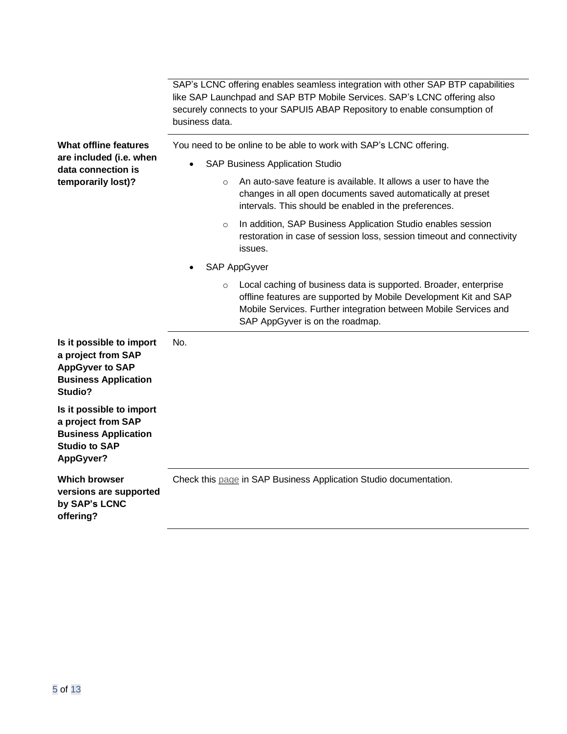| | |
|---|---|
| | SAP's LCNC offering enables seamless integration with other SAP BTP capabilities like SAP Launchpad and SAP BTP Mobile Services. SAP's LCNC offering also securely connects to your SAPUI5 ABAP Repository to enable consumption of business data. |
| **What offline features are included (i.e. when data connection is temporarily lost)?** | You need to be online to be able to work with SAP's LCNC offering.<br>• SAP Business Application Studio<br>  ○ An auto-save feature is available. It allows a user to have the changes in all open documents saved automatically at preset intervals. This should be enabled in the preferences.<br>  ○ In addition, SAP Business Application Studio enables session restoration in case of session loss, session timeout and connectivity issues.<br>• SAP AppGyver<br>  ○ Local caching of business data is supported. Broader, enterprise offline features are supported by Mobile Development Kit and SAP Mobile Services. Further integration between Mobile Services and SAP AppGyver is on the roadmap. |
| **Is it possible to import a project from SAP AppGyver to SAP Business Application Studio?**<br><br>**Is it possible to import a project from SAP Business Application Studio to SAP AppGyver?** | No. |
| **Which browser versions are supported by SAP's LCNC offering?** | Check this page in SAP Business Application Studio documentation. |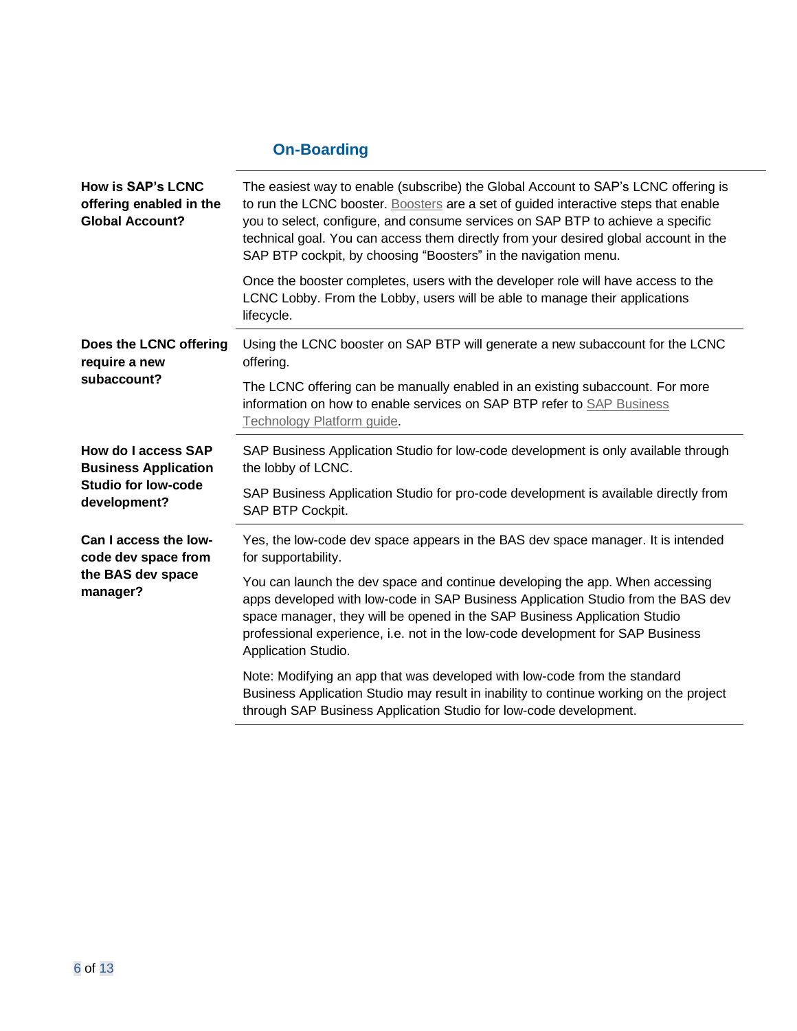## On-Boarding

| | |
|---|---|
| **How is SAP's LCNC offering enabled in the Global Account?** | The easiest way to enable (subscribe) the Global Account to SAP's LCNC offering is to run the LCNC booster. Boosters are a set of guided interactive steps that enable you to select, configure, and consume services on SAP BTP to achieve a specific technical goal. You can access them directly from your desired global account in the SAP BTP cockpit, by choosing "Boosters" in the navigation menu.<br><br>Once the booster completes, users with the developer role will have access to the LCNC Lobby. From the Lobby, users will be able to manage their applications lifecycle. |
| **Does the LCNC offering require a new subaccount?** | Using the LCNC booster on SAP BTP will generate a new subaccount for the LCNC offering.<br><br>The LCNC offering can be manually enabled in an existing subaccount. For more information on how to enable services on SAP BTP refer to SAP Business Technology Platform guide. |
| **How do I access SAP Business Application Studio for low-code development?** | SAP Business Application Studio for low-code development is only available through the lobby of LCNC.<br><br>SAP Business Application Studio for pro-code development is available directly from SAP BTP Cockpit. |
| **Can I access the low-code dev space from the BAS dev space manager?** | Yes, the low-code dev space appears in the BAS dev space manager. It is intended for supportability.<br><br>You can launch the dev space and continue developing the app. When accessing apps developed with low-code in SAP Business Application Studio from the BAS dev space manager, they will be opened in the SAP Business Application Studio professional experience, i.e. not in the low-code development for SAP Business Application Studio.<br><br>Note: Modifying an app that was developed with low-code from the standard Business Application Studio may result in inability to continue working on the project through SAP Business Application Studio for low-code development. |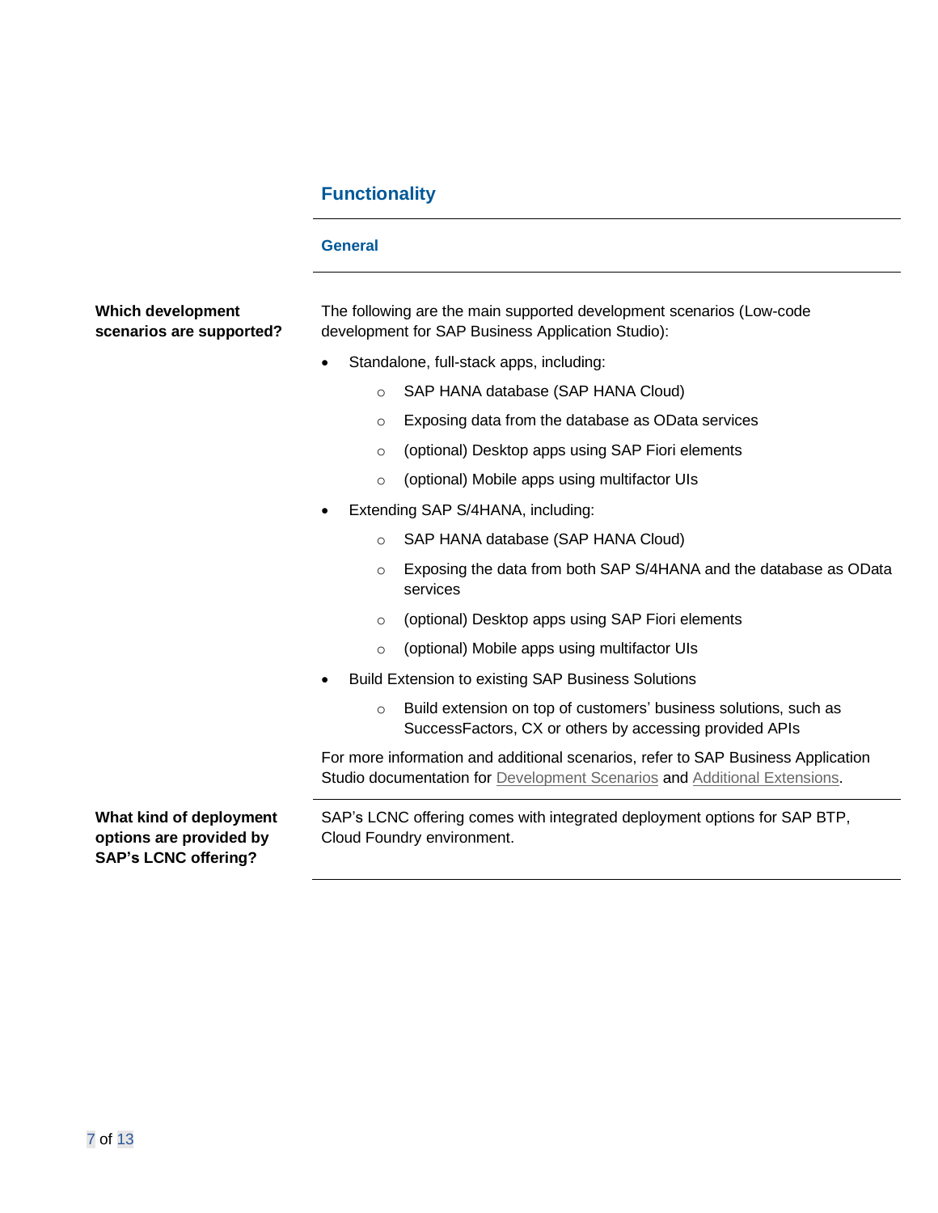## Functionality

### General

**Which development scenarios are supported?**

The following are the main supported development scenarios (Low-code development for SAP Business Application Studio):

- Standalone, full-stack apps, including:
  - SAP HANA database (SAP HANA Cloud)
  - Exposing data from the database as OData services
  - (optional) Desktop apps using SAP Fiori elements
  - (optional) Mobile apps using multifactor UIs
- Extending SAP S/4HANA, including:
  - SAP HANA database (SAP HANA Cloud)
  - Exposing the data from both SAP S/4HANA and the database as OData services
  - (optional) Desktop apps using SAP Fiori elements
  - (optional) Mobile apps using multifactor UIs
- Build Extension to existing SAP Business Solutions
  - Build extension on top of customers' business solutions, such as SuccessFactors, CX or others by accessing provided APIs

For more information and additional scenarios, refer to SAP Business Application Studio documentation for Development Scenarios and Additional Extensions.

**What kind of deployment options are provided by SAP's LCNC offering?**

SAP's LCNC offering comes with integrated deployment options for SAP BTP, Cloud Foundry environment.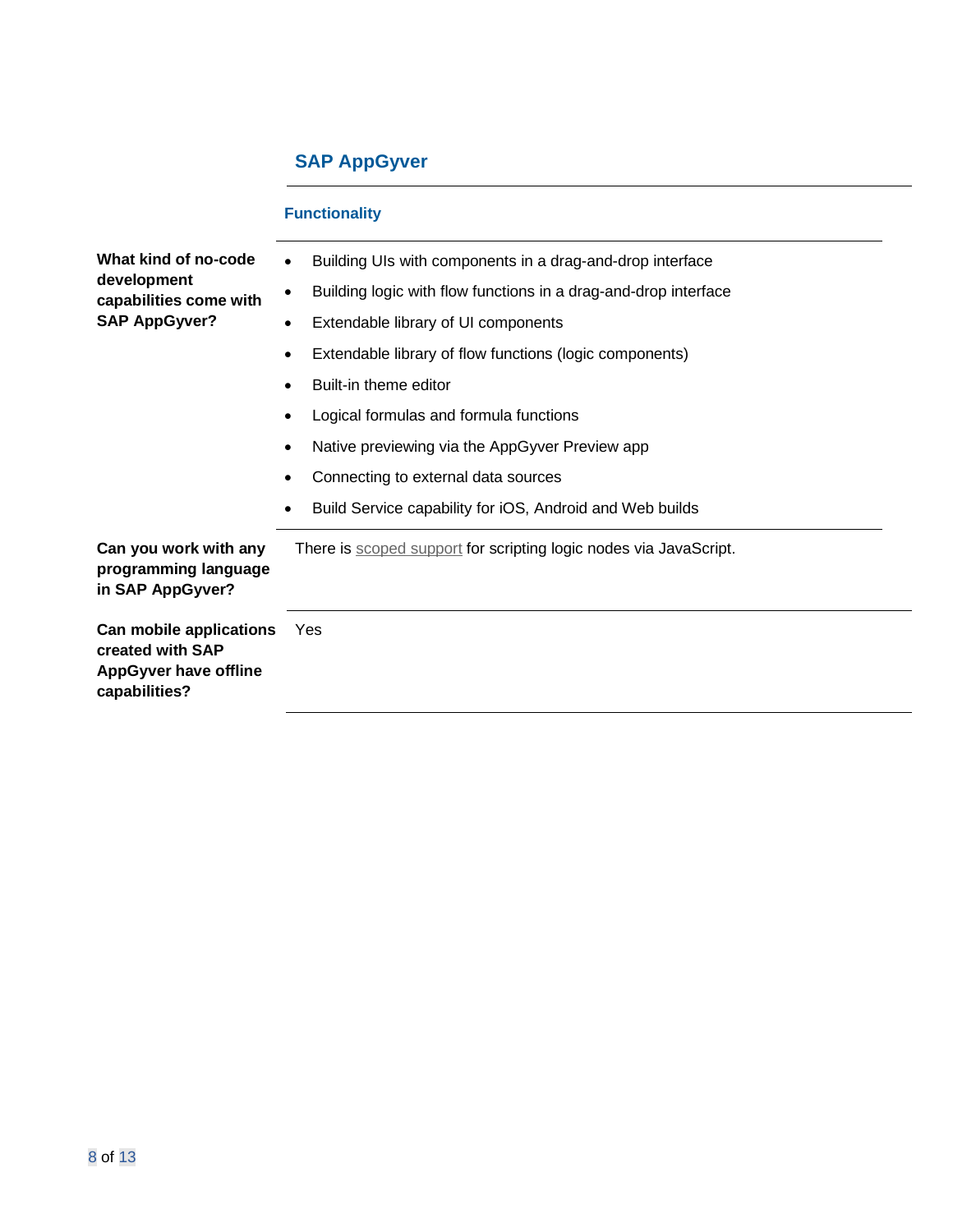## SAP AppGyver

### Functionality

| | |
|---|---|
| **What kind of no-code development capabilities come with SAP AppGyver?** | • Building UIs with components in a drag-and-drop interface<br>• Building logic with flow functions in a drag-and-drop interface<br>• Extendable library of UI components<br>• Extendable library of flow functions (logic components)<br>• Built-in theme editor<br>• Logical formulas and formula functions<br>• Native previewing via the AppGyver Preview app<br>• Connecting to external data sources<br>• Build Service capability for iOS, Android and Web builds |
| **Can you work with any programming language in SAP AppGyver?** | There is scoped support for scripting logic nodes via JavaScript. |
| **Can mobile applications created with SAP AppGyver have offline capabilities?** | Yes |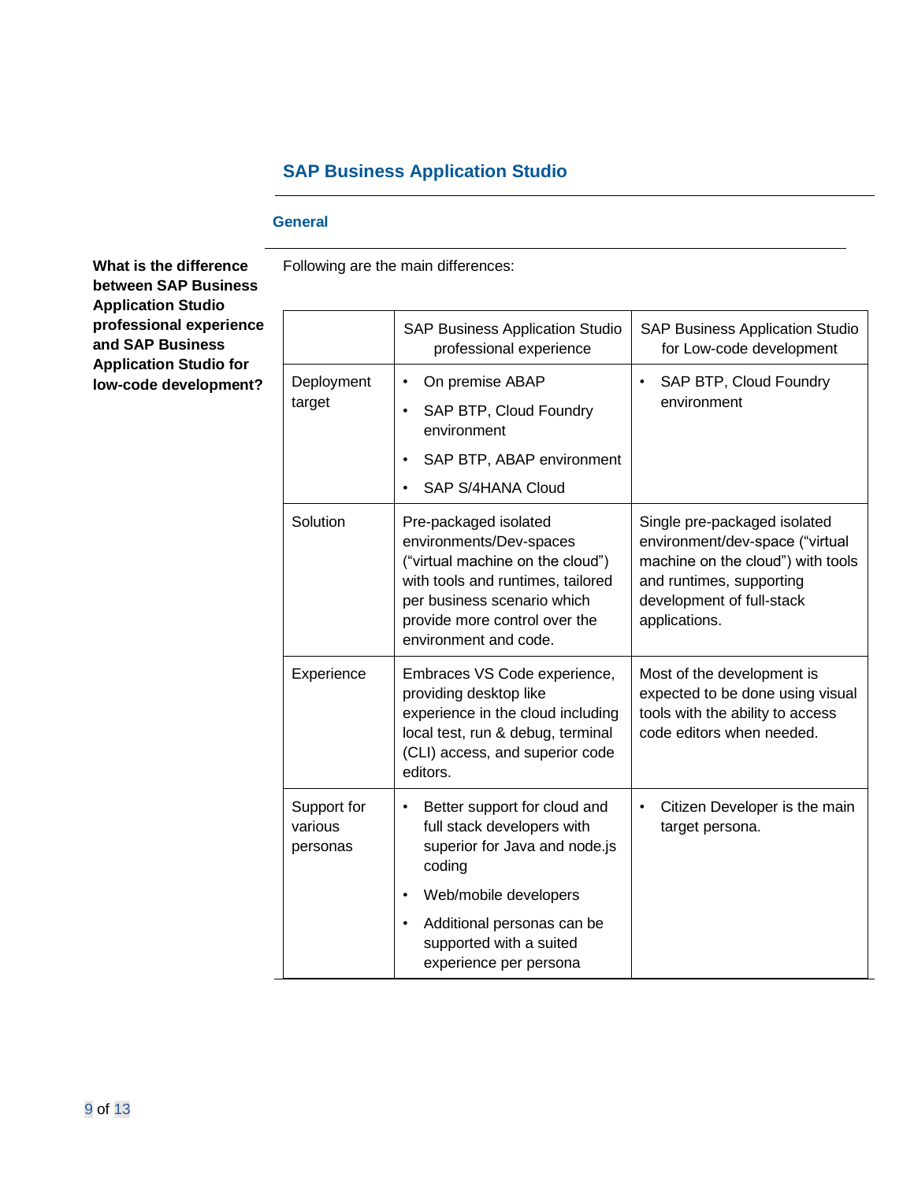## SAP Business Application Studio

### General

**What is the difference between SAP Business Application Studio professional experience and SAP Business Application Studio for low-code development?**

Following are the main differences:

| | SAP Business Application Studio professional experience | SAP Business Application Studio for Low-code development |
|---|---|---|
| Deployment target | • On premise ABAP<br>• SAP BTP, Cloud Foundry environment<br>• SAP BTP, ABAP environment<br>• SAP S/4HANA Cloud | • SAP BTP, Cloud Foundry environment |
| Solution | Pre-packaged isolated environments/Dev-spaces ("virtual machine on the cloud") with tools and runtimes, tailored per business scenario which provide more control over the environment and code. | Single pre-packaged isolated environment/dev-space ("virtual machine on the cloud") with tools and runtimes, supporting development of full-stack applications. |
| Experience | Embraces VS Code experience, providing desktop like experience in the cloud including local test, run & debug, terminal (CLI) access, and superior code editors. | Most of the development is expected to be done using visual tools with the ability to access code editors when needed. |
| Support for various personas | • Better support for cloud and full stack developers with superior for Java and node.js coding<br>• Web/mobile developers<br>• Additional personas can be supported with a suited experience per persona | • Citizen Developer is the main target persona. |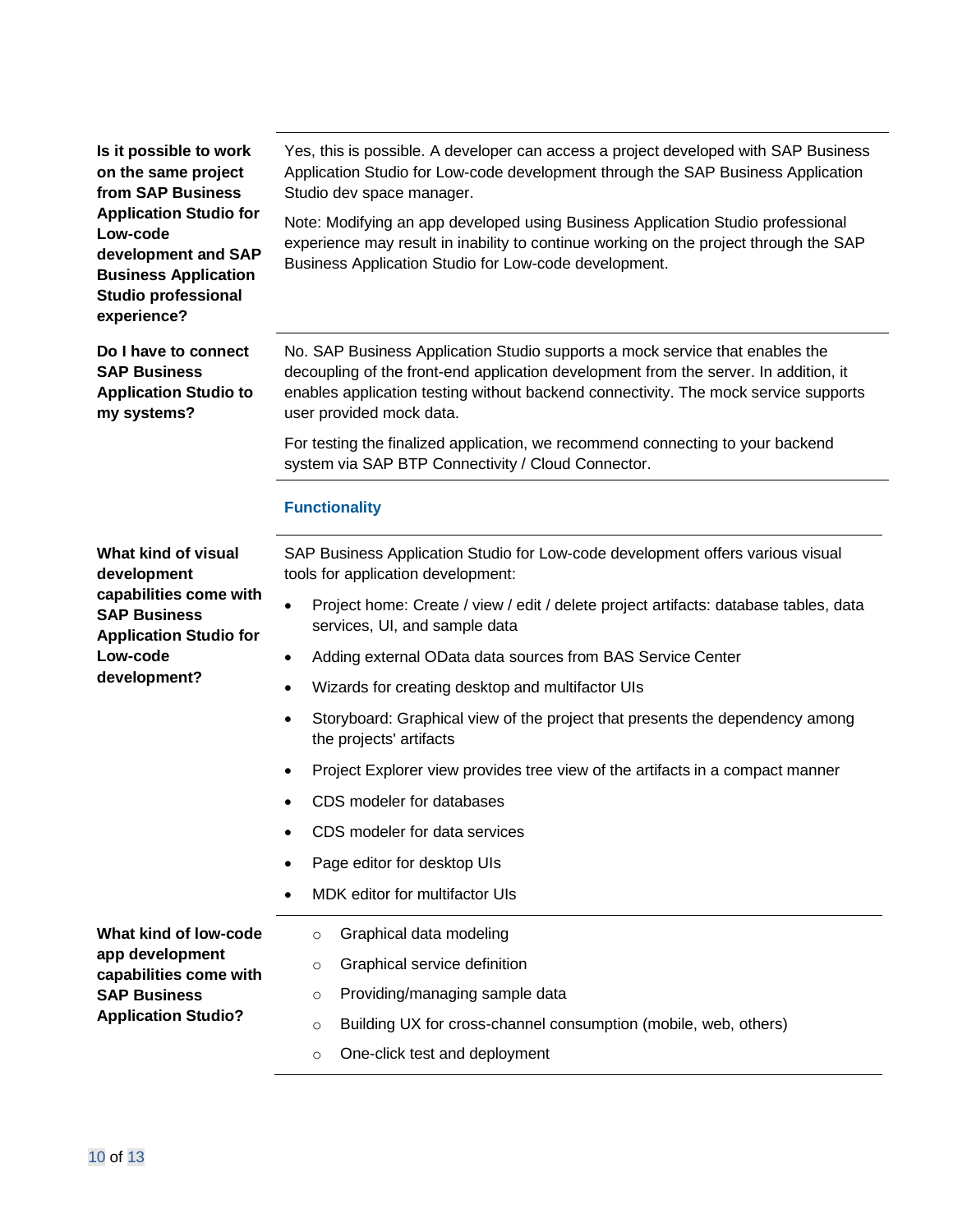| | |
|---|---|
| **Is it possible to work on the same project from SAP Business Application Studio for Low-code development and SAP Business Application Studio professional experience?** | Yes, this is possible. A developer can access a project developed with SAP Business Application Studio for Low-code development through the SAP Business Application Studio dev space manager.<br><br>Note: Modifying an app developed using Business Application Studio professional experience may result in inability to continue working on the project through the SAP Business Application Studio for Low-code development. |
| **Do I have to connect SAP Business Application Studio to my systems?** | No. SAP Business Application Studio supports a mock service that enables the decoupling of the front-end application development from the server. In addition, it enables application testing without backend connectivity. The mock service supports user provided mock data.<br><br>For testing the finalized application, we recommend connecting to your backend system via SAP BTP Connectivity / Cloud Connector. |

### Functionality

| | |
|---|---|
| **What kind of visual development capabilities come with SAP Business Application Studio for Low-code development?** | SAP Business Application Studio for Low-code development offers various visual tools for application development:<br>• Project home: Create / view / edit / delete project artifacts: database tables, data services, UI, and sample data<br>• Adding external OData data sources from BAS Service Center<br>• Wizards for creating desktop and multifactor UIs<br>• Storyboard: Graphical view of the project that presents the dependency among the projects' artifacts<br>• Project Explorer view provides tree view of the artifacts in a compact manner<br>• CDS modeler for databases<br>• CDS modeler for data services<br>• Page editor for desktop UIs<br>• MDK editor for multifactor UIs |
| **What kind of low-code app development capabilities come with SAP Business Application Studio?** | ○ Graphical data modeling<br>○ Graphical service definition<br>○ Providing/managing sample data<br>○ Building UX for cross-channel consumption (mobile, web, others)<br>○ One-click test and deployment |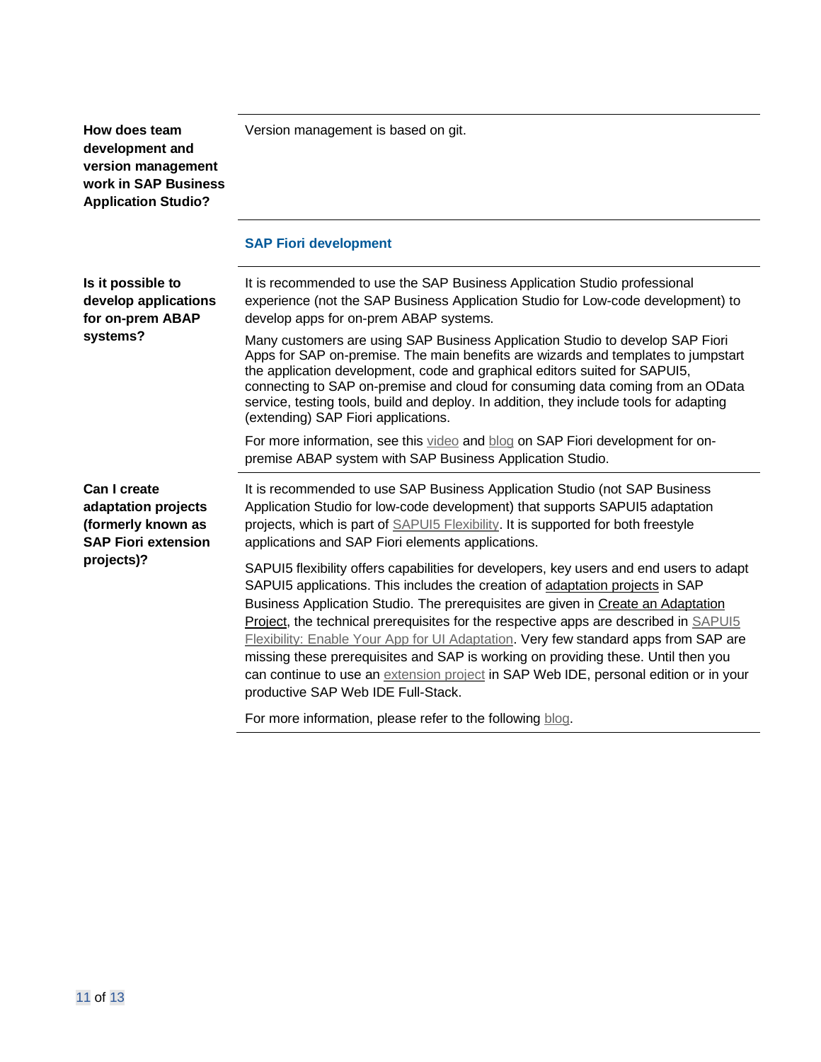| | |
|---|---|
| **How does team development and version management work in SAP Business Application Studio?** | Version management is based on git. |
| | **SAP Fiori development** |
| **Is it possible to develop applications for on-prem ABAP systems?** | It is recommended to use the SAP Business Application Studio professional experience (not the SAP Business Application Studio for Low-code development) to develop apps for on-prem ABAP systems.<br><br>Many customers are using SAP Business Application Studio to develop SAP Fiori Apps for SAP on-premise. The main benefits are wizards and templates to jumpstart the application development, code and graphical editors suited for SAPUI5, connecting to SAP on-premise and cloud for consuming data coming from an OData service, testing tools, build and deploy. In addition, they include tools for adapting (extending) SAP Fiori applications.<br><br>For more information, see this video and blog on SAP Fiori development for on-premise ABAP system with SAP Business Application Studio. |
| **Can I create adaptation projects (formerly known as SAP Fiori extension projects)?** | It is recommended to use SAP Business Application Studio (not SAP Business Application Studio for low-code development) that supports SAPUI5 adaptation projects, which is part of SAPUI5 Flexibility. It is supported for both freestyle applications and SAP Fiori elements applications.<br><br>SAPUI5 flexibility offers capabilities for developers, key users and end users to adapt SAPUI5 applications. This includes the creation of adaptation projects in SAP Business Application Studio. The prerequisites are given in Create an Adaptation Project, the technical prerequisites for the respective apps are described in SAPUI5 Flexibility: Enable Your App for UI Adaptation. Very few standard apps from SAP are missing these prerequisites and SAP is working on providing these. Until then you can continue to use an extension project in SAP Web IDE, personal edition or in your productive SAP Web IDE Full-Stack.<br><br>For more information, please refer to the following blog. |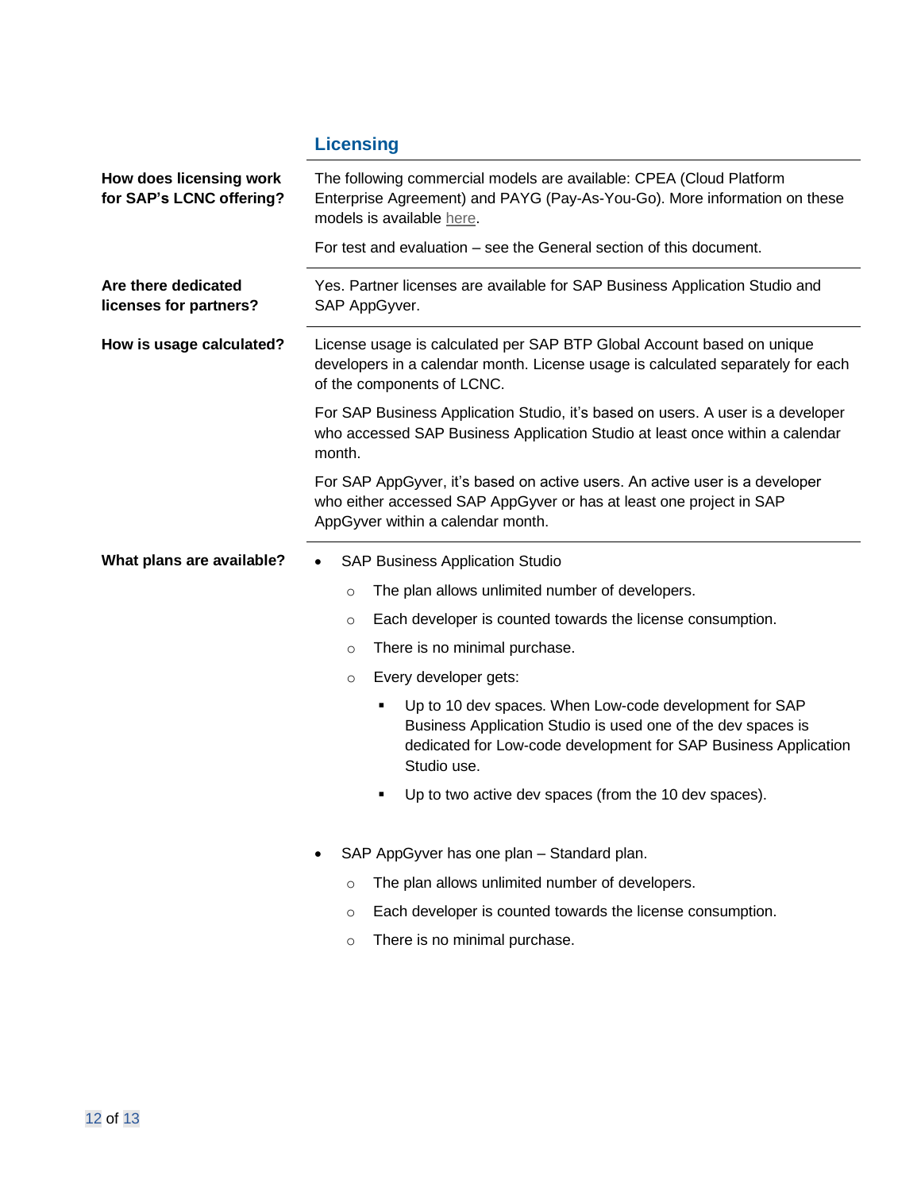## Licensing

**How does licensing work for SAP's LCNC offering?**

The following commercial models are available: CPEA (Cloud Platform Enterprise Agreement) and PAYG (Pay-As-You-Go). More information on these models is available here.

For test and evaluation – see the General section of this document.

**Are there dedicated licenses for partners?**

Yes. Partner licenses are available for SAP Business Application Studio and SAP AppGyver.

**How is usage calculated?**

License usage is calculated per SAP BTP Global Account based on unique developers in a calendar month. License usage is calculated separately for each of the components of LCNC.

For SAP Business Application Studio, it's based on users. A user is a developer who accessed SAP Business Application Studio at least once within a calendar month.

For SAP AppGyver, it's based on active users. An active user is a developer who either accessed SAP AppGyver or has at least one project in SAP AppGyver within a calendar month.

**What plans are available?**

- SAP Business Application Studio
  - The plan allows unlimited number of developers.
  - Each developer is counted towards the license consumption.
  - There is no minimal purchase.
  - Every developer gets:
    - Up to 10 dev spaces. When Low-code development for SAP Business Application Studio is used one of the dev spaces is dedicated for Low-code development for SAP Business Application Studio use.
    - Up to two active dev spaces (from the 10 dev spaces).

- SAP AppGyver has one plan – Standard plan.
  - The plan allows unlimited number of developers.
  - Each developer is counted towards the license consumption.
  - There is no minimal purchase.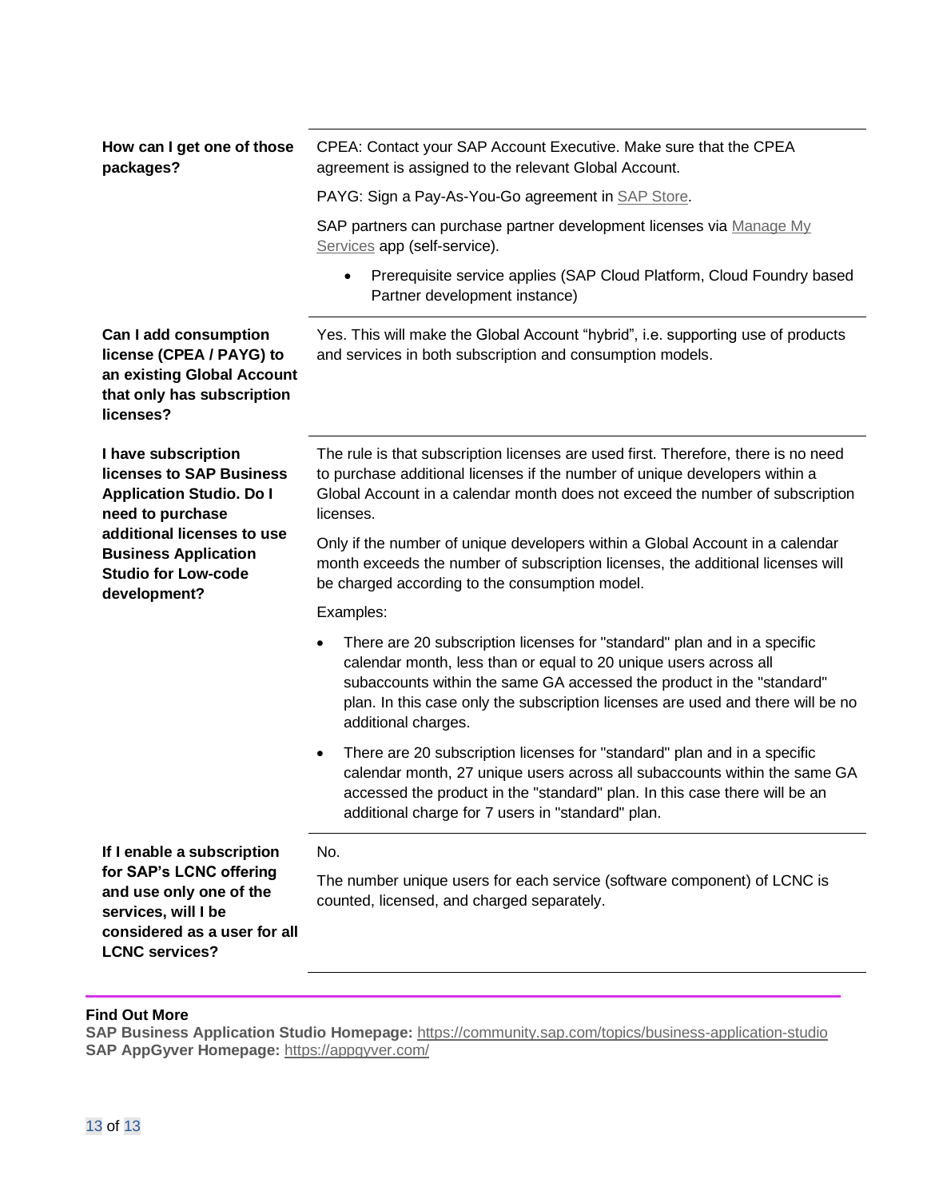| | |
|---|---|
| **How can I get one of those packages?** | CPEA: Contact your SAP Account Executive. Make sure that the CPEA agreement is assigned to the relevant Global Account.<br><br>PAYG: Sign a Pay-As-You-Go agreement in SAP Store.<br><br>SAP partners can purchase partner development licenses via Manage My Services app (self-service).<br><br>• Prerequisite service applies (SAP Cloud Platform, Cloud Foundry based Partner development instance) |
| **Can I add consumption license (CPEA / PAYG) to an existing Global Account that only has subscription licenses?** | Yes. This will make the Global Account “hybrid”, i.e. supporting use of products and services in both subscription and consumption models. |
| **I have subscription licenses to SAP Business Application Studio. Do I need to purchase additional licenses to use Business Application Studio for Low-code development?** | The rule is that subscription licenses are used first. Therefore, there is no need to purchase additional licenses if the number of unique developers within a Global Account in a calendar month does not exceed the number of subscription licenses.<br><br>Only if the number of unique developers within a Global Account in a calendar month exceeds the number of subscription licenses, the additional licenses will be charged according to the consumption model.<br><br>Examples:<br><br>• There are 20 subscription licenses for "standard" plan and in a specific calendar month, less than or equal to 20 unique users across all subaccounts within the same GA accessed the product in the "standard" plan. In this case only the subscription licenses are used and there will be no additional charges.<br><br>• There are 20 subscription licenses for "standard" plan and in a specific calendar month, 27 unique users across all subaccounts within the same GA accessed the product in the "standard" plan. In this case there will be an additional charge for 7 users in "standard" plan. |
| **If I enable a subscription for SAP’s LCNC offering and use only one of the services, will I be considered as a user for all LCNC services?** | No.<br><br>The number unique users for each service (software component) of LCNC is counted, licensed, and charged separately. |

**Find Out More**

**SAP Business Application Studio Homepage:** https://community.sap.com/topics/business-application-studio
**SAP AppGyver Homepage:** https://appgyver.com/